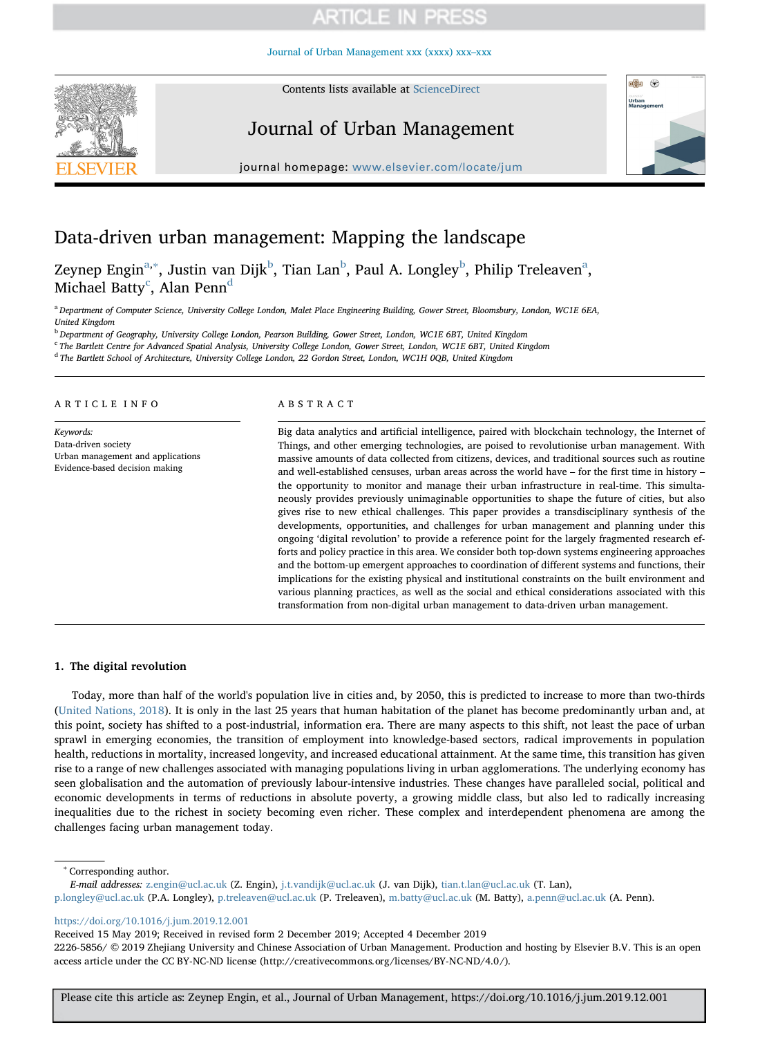# Data-driven urban management: Mapping the landscape

Zeynep Engin[a,*], Justin van Dijk[b], Tian Lan[b], Paul A. Longley[b], Philip Treleaven[a], Michael Batty[c], Alan Penn[d]

[a] Department of Computer Science, University College London, Malet Place Engineering Building, Gower Street, Bloomsbury, London, WC1E 6EA, United Kingdom
[b] Department of Geography, University College London, Pearson Building, Gower Street, London, WC1E 6BT, United Kingdom
[c] The Bartlett Centre for Advanced Spatial Analysis, University College London, Gower Street, London, WC1E 6BT, United Kingdom
[d] The Bartlett School of Architecture, University College London, 22 Gordon Street, London, WC1H 0QB, United Kingdom

## ARTICLE INFO

*Keywords:*
Data-driven society
Urban management and applications
Evidence-based decision making

## ABSTRACT

Big data analytics and artificial intelligence, paired with blockchain technology, the Internet of Things, and other emerging technologies, are poised to revolutionise urban management. With massive amounts of data collected from citizens, devices, and traditional sources such as routine and well-established censuses, urban areas across the world have – for the first time in history – the opportunity to monitor and manage their urban infrastructure in real-time. This simultaneously provides previously unimaginable opportunities to shape the future of cities, but also gives rise to new ethical challenges. This paper provides a transdisciplinary synthesis of the developments, opportunities, and challenges for urban management and planning under this ongoing 'digital revolution' to provide a reference point for the largely fragmented research efforts and policy practice in this area. We consider both top-down systems engineering approaches and the bottom-up emergent approaches to coordination of different systems and functions, their implications for the existing physical and institutional constraints on the built environment and various planning practices, as well as the social and ethical considerations associated with this transformation from non-digital urban management to data-driven urban management.

## 1. The digital revolution

Today, more than half of the world's population live in cities and, by 2050, this is predicted to increase to more than two-thirds (United Nations, 2018). It is only in the last 25 years that human habitation of the planet has become predominantly urban and, at this point, society has shifted to a post-industrial, information era. There are many aspects to this shift, not least the pace of urban sprawl in emerging economies, the transition of employment into knowledge-based sectors, radical improvements in population health, reductions in mortality, increased longevity, and increased educational attainment. At the same time, this transition has given rise to a range of new challenges associated with managing populations living in urban agglomerations. The underlying economy has seen globalisation and the automation of previously labour-intensive industries. These changes have paralleled social, political and economic developments in terms of reductions in absolute poverty, a growing middle class, but also led to radically increasing inequalities due to the richest in society becoming even richer. These complex and interdependent phenomena are among the challenges facing urban management today.

* Corresponding author.
*E-mail addresses:* z.engin@ucl.ac.uk (Z. Engin), j.t.vandijk@ucl.ac.uk (J. van Dijk), tian.t.lan@ucl.ac.uk (T. Lan), p.longley@ucl.ac.uk (P.A. Longley), p.treleaven@ucl.ac.uk (P. Treleaven), m.batty@ucl.ac.uk (M. Batty), a.penn@ucl.ac.uk (A. Penn).

https://doi.org/10.1016/j.jum.2019.12.001
Received 15 May 2019; Received in revised form 2 December 2019; Accepted 4 December 2019
2226-5856/ © 2019 Zhejiang University and Chinese Association of Urban Management. Production and hosting by Elsevier B.V. This is an open access article under the CC BY-NC-ND license (http://creativecommons.org/licenses/BY-NC-ND/4.0/).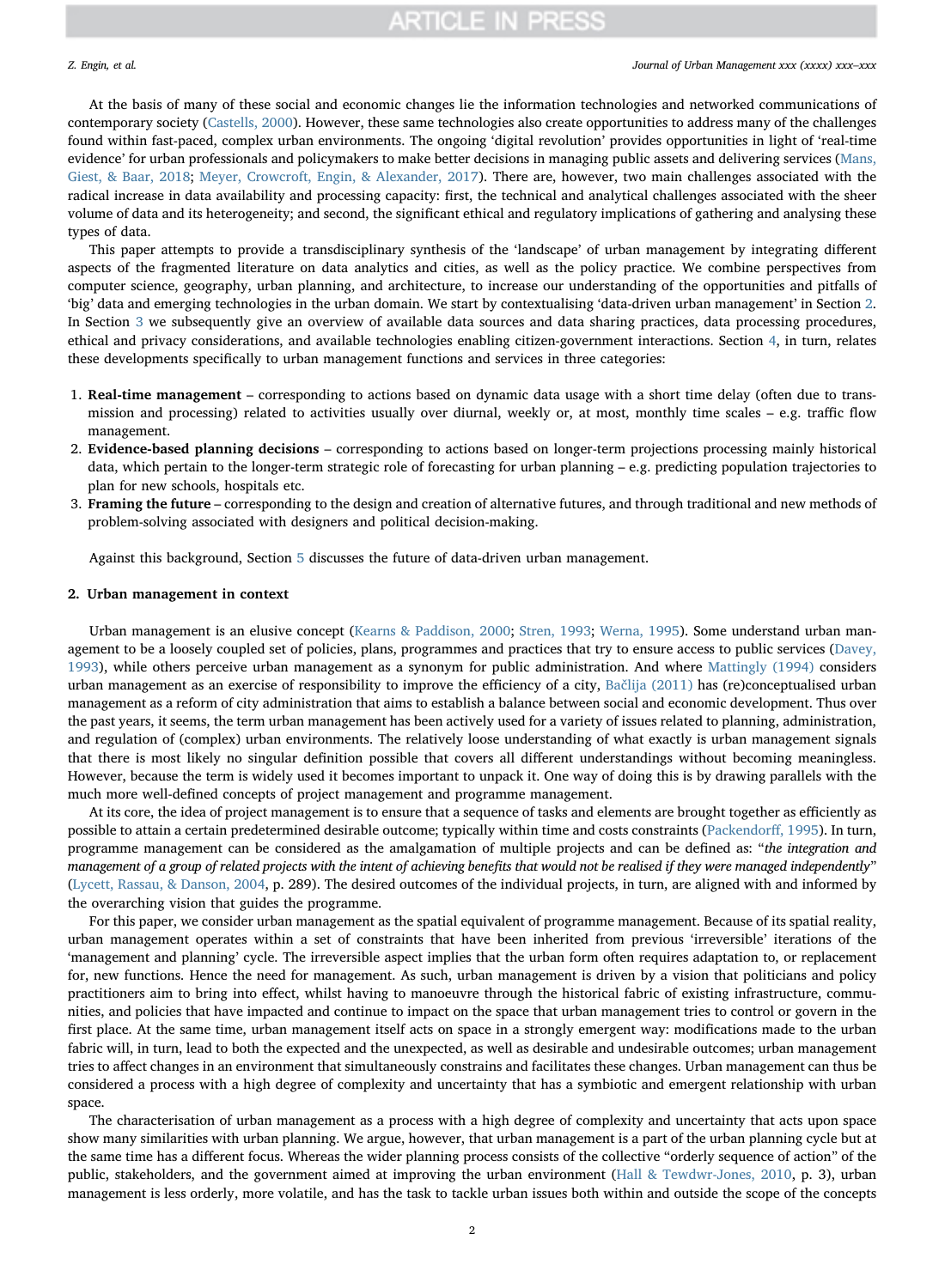At the basis of many of these social and economic changes lie the information technologies and networked communications of contemporary society (Castells, 2000). However, these same technologies also create opportunities to address many of the challenges found within fast-paced, complex urban environments. The ongoing 'digital revolution' provides opportunities in light of 'real-time evidence' for urban professionals and policymakers to make better decisions in managing public assets and delivering services (Mans, Giest, & Baar, 2018; Meyer, Crowcroft, Engin, & Alexander, 2017). There are, however, two main challenges associated with the radical increase in data availability and processing capacity: first, the technical and analytical challenges associated with the sheer volume of data and its heterogeneity; and second, the significant ethical and regulatory implications of gathering and analysing these types of data.

This paper attempts to provide a transdisciplinary synthesis of the 'landscape' of urban management by integrating different aspects of the fragmented literature on data analytics and cities, as well as the policy practice. We combine perspectives from computer science, geography, urban planning, and architecture, to increase our understanding of the opportunities and pitfalls of 'big' data and emerging technologies in the urban domain. We start by contextualising 'data-driven urban management' in Section 2. In Section 3 we subsequently give an overview of available data sources and data sharing practices, data processing procedures, ethical and privacy considerations, and available technologies enabling citizen-government interactions. Section 4, in turn, relates these developments specifically to urban management functions and services in three categories:

1. **Real-time management** – corresponding to actions based on dynamic data usage with a short time delay (often due to transmission and processing) related to activities usually over diurnal, weekly or, at most, monthly time scales – e.g. traffic flow management.
2. **Evidence-based planning decisions** – corresponding to actions based on longer-term projections processing mainly historical data, which pertain to the longer-term strategic role of forecasting for urban planning – e.g. predicting population trajectories to plan for new schools, hospitals etc.
3. **Framing the future** – corresponding to the design and creation of alternative futures, and through traditional and new methods of problem-solving associated with designers and political decision-making.

Against this background, Section 5 discusses the future of data-driven urban management.

## 2. Urban management in context

Urban management is an elusive concept (Kearns & Paddison, 2000; Stren, 1993; Werna, 1995). Some understand urban management to be a loosely coupled set of policies, plans, programmes and practices that try to ensure access to public services (Davey, 1993), while others perceive urban management as a synonym for public administration. And where Mattingly (1994) considers urban management as an exercise of responsibility to improve the efficiency of a city, Bačlija (2011) has (re)conceptualised urban management as a reform of city administration that aims to establish a balance between social and economic development. Thus over the past years, it seems, the term urban management has been actively used for a variety of issues related to planning, administration, and regulation of (complex) urban environments. The relatively loose understanding of what exactly is urban management signals that there is most likely no singular definition possible that covers all different understandings without becoming meaningless. However, because the term is widely used it becomes important to unpack it. One way of doing this is by drawing parallels with the much more well-defined concepts of project management and programme management.

At its core, the idea of project management is to ensure that a sequence of tasks and elements are brought together as efficiently as possible to attain a certain predetermined desirable outcome; typically within time and costs constraints (Packendorff, 1995). In turn, programme management can be considered as the amalgamation of multiple projects and can be defined as: "*the integration and management of a group of related projects with the intent of achieving benefits that would not be realised if they were managed independently*" (Lycett, Rassau, & Danson, 2004, p. 289). The desired outcomes of the individual projects, in turn, are aligned with and informed by the overarching vision that guides the programme.

For this paper, we consider urban management as the spatial equivalent of programme management. Because of its spatial reality, urban management operates within a set of constraints that have been inherited from previous 'irreversible' iterations of the 'management and planning' cycle. The irreversible aspect implies that the urban form often requires adaptation to, or replacement for, new functions. Hence the need for management. As such, urban management is driven by a vision that politicians and policy practitioners aim to bring into effect, whilst having to manoeuvre through the historical fabric of existing infrastructure, communities, and policies that have impacted and continue to impact on the space that urban management tries to control or govern in the first place. At the same time, urban management itself acts on space in a strongly emergent way: modifications made to the urban fabric will, in turn, lead to both the expected and the unexpected, as well as desirable and undesirable outcomes; urban management tries to affect changes in an environment that simultaneously constrains and facilitates these changes. Urban management can thus be considered a process with a high degree of complexity and uncertainty that has a symbiotic and emergent relationship with urban space.

The characterisation of urban management as a process with a high degree of complexity and uncertainty that acts upon space show many similarities with urban planning. We argue, however, that urban management is a part of the urban planning cycle but at the same time has a different focus. Whereas the wider planning process consists of the collective "orderly sequence of action" of the public, stakeholders, and the government aimed at improving the urban environment (Hall & Tewdwr-Jones, 2010, p. 3), urban management is less orderly, more volatile, and has the task to tackle urban issues both within and outside the scope of the concepts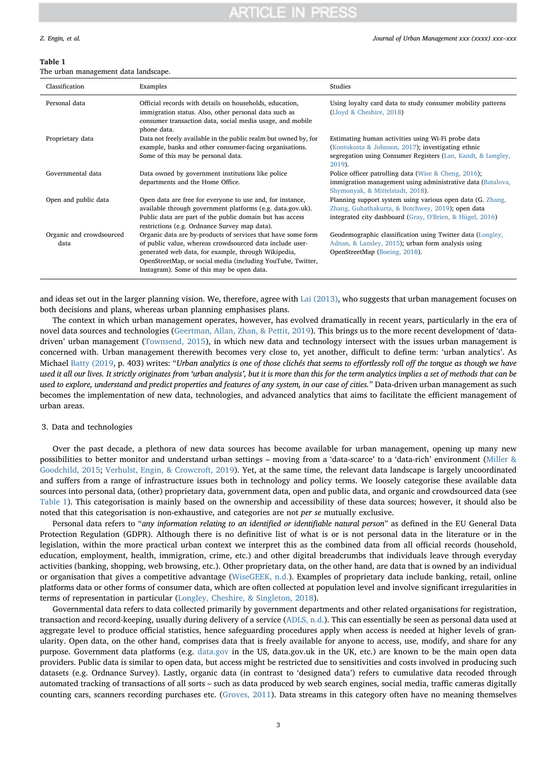**Table 1**
The urban management data landscape.

| Classification | Examples | Studies |
|---|---|---|
| Personal data | Official records with details on households, education, immigration status. Also, other personal data such as consumer transaction data, social media usage, and mobile phone data. | Using loyalty card data to study consumer mobility patterns (Lloyd & Cheshire, 2018) |
| Proprietary data | Data not freely available in the public realm but owned by, for example, banks and other consumer-facing organisations. Some of this may be personal data. | Estimating human activities using Wi-Fi probe data (Kontokosta & Johnson, 2017); investigating ethnic segregation using Consumer Registers (Lan, Kandt, & Longley, 2019). |
| Governmental data | Data owned by government institutions like police departments and the Home Office. | Police officer patrolling data (Wise & Cheng, 2016); immigration management using administrative data (Batalova, Shymonyak, & Mittelstadt, 2018). |
| Open and public data | Open data are free for everyone to use and, for instance, available through government platforms (e.g. data.gov.uk). Public data are part of the public domain but has access restrictions (e.g. Ordnance Survey map data). | Planning support system using various open data (G. Zhang, Zhang, Guhathakurta, & Botchwey, 2019); open data integrated city dashboard (Gray, O'Brien, & Hügel, 2016) |
| Organic and crowdsourced data | Organic data are by-products of services that have some form of public value, whereas crowdsourced data include user-generated web data, for example, through Wikipedia, OpenStreetMap, or social media (including YouTube, Twitter, Instagram). Some of this may be open data. | Geodemographic classification using Twitter data (Longley, Adnan, & Lansley, 2015); urban form analysis using OpenStreetMap (Boeing, 2018). |

and ideas set out in the larger planning vision. We, therefore, agree with Lai (2013), who suggests that urban management focuses on both decisions and plans, whereas urban planning emphasises plans.

The context in which urban management operates, however, has evolved dramatically in recent years, particularly in the era of novel data sources and technologies (Geertman, Allan, Zhan, & Pettit, 2019). This brings us to the more recent development of 'data-driven' urban management (Townsend, 2015), in which new data and technology intersect with the issues urban management is concerned with. Urban management therewith becomes very close to, yet another, difficult to define term: 'urban analytics'. As Michael Batty (2019, p. 403) writes: "*Urban analytics is one of those clichés that seems to effortlessly roll off the tongue as though we have used it all our lives. It strictly originates from 'urban analysis', but it is more than this for the term analytics implies a set of methods that can be used to explore, understand and predict properties and features of any system, in our case of cities.*" Data-driven urban management as such becomes the implementation of new data, technologies, and advanced analytics that aims to facilitate the efficient management of urban areas.

## 3. Data and technologies

Over the past decade, a plethora of new data sources has become available for urban management, opening up many new possibilities to better monitor and understand urban settings – moving from a 'data-scarce' to a 'data-rich' environment (Miller & Goodchild, 2015; Verhulst, Engin, & Crowcroft, 2019). Yet, at the same time, the relevant data landscape is largely uncoordinated and suffers from a range of infrastructure issues both in technology and policy terms. We loosely categorise these available data sources into personal data, (other) proprietary data, government data, open and public data, and organic and crowdsourced data (see Table 1). This categorisation is mainly based on the ownership and accessibility of these data sources; however, it should also be noted that this categorisation is non-exhaustive, and categories are not *per se* mutually exclusive.

Personal data refers to "*any information relating to an identified or identifiable natural person*" as defined in the EU General Data Protection Regulation (GDPR). Although there is no definitive list of what is or is not personal data in the literature or in the legislation, within the more practical urban context we interpret this as the combined data from all official records (household, education, employment, health, immigration, crime, etc.) and other digital breadcrumbs that individuals leave through everyday activities (banking, shopping, web browsing, etc.). Other proprietary data, on the other hand, are data that is owned by an individual or organisation that gives a competitive advantage (WiseGEEK, n.d.). Examples of proprietary data include banking, retail, online platforms data or other forms of consumer data, which are often collected at population level and involve significant irregularities in terms of representation in particular (Longley, Cheshire, & Singleton, 2018).

Governmental data refers to data collected primarily by government departments and other related organisations for registration, transaction and record-keeping, usually during delivery of a service (ADLS, n.d.). This can essentially be seen as personal data used at aggregate level to produce official statistics, hence safeguarding procedures apply when access is needed at higher levels of granularity. Open data, on the other hand, comprises data that is freely available for anyone to access, use, modify, and share for any purpose. Government data platforms (e.g. data.gov in the US, data.gov.uk in the UK, etc.) are known to be the main open data providers. Public data is similar to open data, but access might be restricted due to sensitivities and costs involved in producing such datasets (e.g. Ordnance Survey). Lastly, organic data (in contrast to 'designed data') refers to cumulative data recoded through automated tracking of transactions of all sorts – such as data produced by web search engines, social media, traffic cameras digitally counting cars, scanners recording purchases etc. (Groves, 2011). Data streams in this category often have no meaning themselves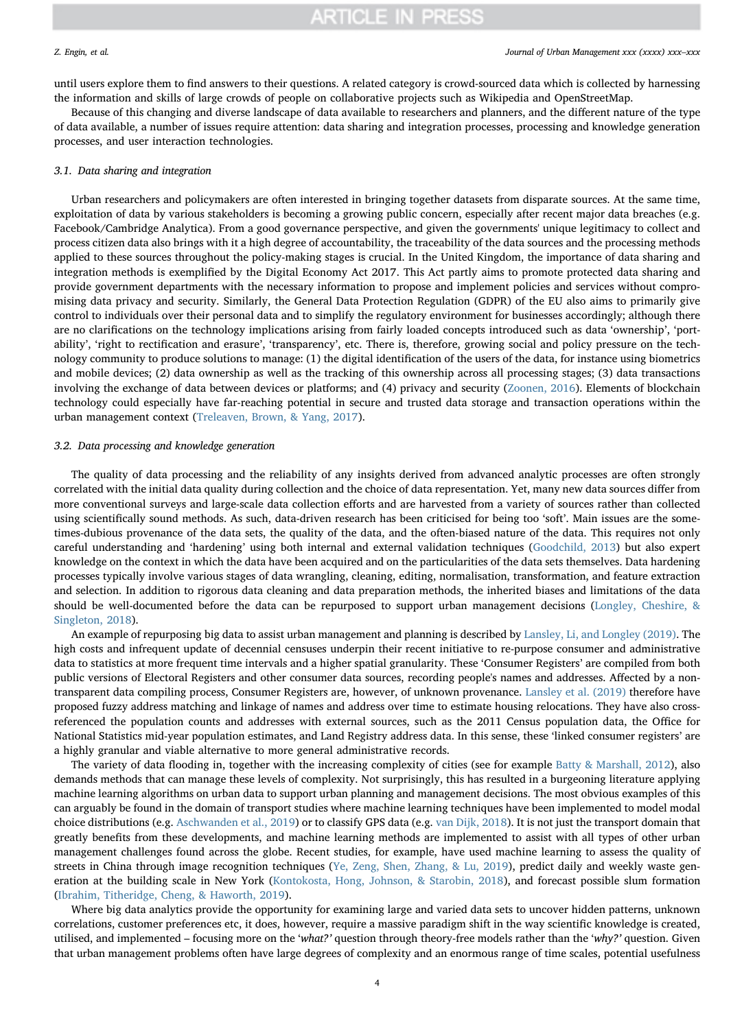until users explore them to find answers to their questions. A related category is crowd-sourced data which is collected by harnessing the information and skills of large crowds of people on collaborative projects such as Wikipedia and OpenStreetMap.

Because of this changing and diverse landscape of data available to researchers and planners, and the different nature of the type of data available, a number of issues require attention: data sharing and integration processes, processing and knowledge generation processes, and user interaction technologies.

### 3.1. Data sharing and integration

Urban researchers and policymakers are often interested in bringing together datasets from disparate sources. At the same time, exploitation of data by various stakeholders is becoming a growing public concern, especially after recent major data breaches (e.g. Facebook/Cambridge Analytica). From a good governance perspective, and given the governments' unique legitimacy to collect and process citizen data also brings with it a high degree of accountability, the traceability of the data sources and the processing methods applied to these sources throughout the policy-making stages is crucial. In the United Kingdom, the importance of data sharing and integration methods is exemplified by the Digital Economy Act 2017. This Act partly aims to promote protected data sharing and provide government departments with the necessary information to propose and implement policies and services without compromising data privacy and security. Similarly, the General Data Protection Regulation (GDPR) of the EU also aims to primarily give control to individuals over their personal data and to simplify the regulatory environment for businesses accordingly; although there are no clarifications on the technology implications arising from fairly loaded concepts introduced such as data 'ownership', 'portability', 'right to rectification and erasure', 'transparency', etc. There is, therefore, growing social and policy pressure on the technology community to produce solutions to manage: (1) the digital identification of the users of the data, for instance using biometrics and mobile devices; (2) data ownership as well as the tracking of this ownership across all processing stages; (3) data transactions involving the exchange of data between devices or platforms; and (4) privacy and security (Zoonen, 2016). Elements of blockchain technology could especially have far-reaching potential in secure and trusted data storage and transaction operations within the urban management context (Treleaven, Brown, & Yang, 2017).

### 3.2. Data processing and knowledge generation

The quality of data processing and the reliability of any insights derived from advanced analytic processes are often strongly correlated with the initial data quality during collection and the choice of data representation. Yet, many new data sources differ from more conventional surveys and large-scale data collection efforts and are harvested from a variety of sources rather than collected using scientifically sound methods. As such, data-driven research has been criticised for being too 'soft'. Main issues are the sometimes-dubious provenance of the data sets, the quality of the data, and the often-biased nature of the data. This requires not only careful understanding and 'hardening' using both internal and external validation techniques (Goodchild, 2013) but also expert knowledge on the context in which the data have been acquired and on the particularities of the data sets themselves. Data hardening processes typically involve various stages of data wrangling, cleaning, editing, normalisation, transformation, and feature extraction and selection. In addition to rigorous data cleaning and data preparation methods, the inherited biases and limitations of the data should be well-documented before the data can be repurposed to support urban management decisions (Longley, Cheshire, & Singleton, 2018).

An example of repurposing big data to assist urban management and planning is described by Lansley, Li, and Longley (2019). The high costs and infrequent update of decennial censuses underpin their recent initiative to re-purpose consumer and administrative data to statistics at more frequent time intervals and a higher spatial granularity. These 'Consumer Registers' are compiled from both public versions of Electoral Registers and other consumer data sources, recording people's names and addresses. Affected by a non-transparent data compiling process, Consumer Registers are, however, of unknown provenance. Lansley et al. (2019) therefore have proposed fuzzy address matching and linkage of names and address over time to estimate housing relocations. They have also cross-referenced the population counts and addresses with external sources, such as the 2011 Census population data, the Office for National Statistics mid-year population estimates, and Land Registry address data. In this sense, these 'linked consumer registers' are a highly granular and viable alternative to more general administrative records.

The variety of data flooding in, together with the increasing complexity of cities (see for example Batty & Marshall, 2012), also demands methods that can manage these levels of complexity. Not surprisingly, this has resulted in a burgeoning literature applying machine learning algorithms on urban data to support urban planning and management decisions. The most obvious examples of this can arguably be found in the domain of transport studies where machine learning techniques have been implemented to model modal choice distributions (e.g. Aschwanden et al., 2019) or to classify GPS data (e.g. van Dijk, 2018). It is not just the transport domain that greatly benefits from these developments, and machine learning methods are implemented to assist with all types of other urban management challenges found across the globe. Recent studies, for example, have used machine learning to assess the quality of streets in China through image recognition techniques (Ye, Zeng, Shen, Zhang, & Lu, 2019), predict daily and weekly waste generation at the building scale in New York (Kontokosta, Hong, Johnson, & Starobin, 2018), and forecast possible slum formation (Ibrahim, Titheridge, Cheng, & Haworth, 2019).

Where big data analytics provide the opportunity for examining large and varied data sets to uncover hidden patterns, unknown correlations, customer preferences etc, it does, however, require a massive paradigm shift in the way scientific knowledge is created, utilised, and implemented – focusing more on the '*what?*' question through theory-free models rather than the '*why?*' question. Given that urban management problems often have large degrees of complexity and an enormous range of time scales, potential usefulness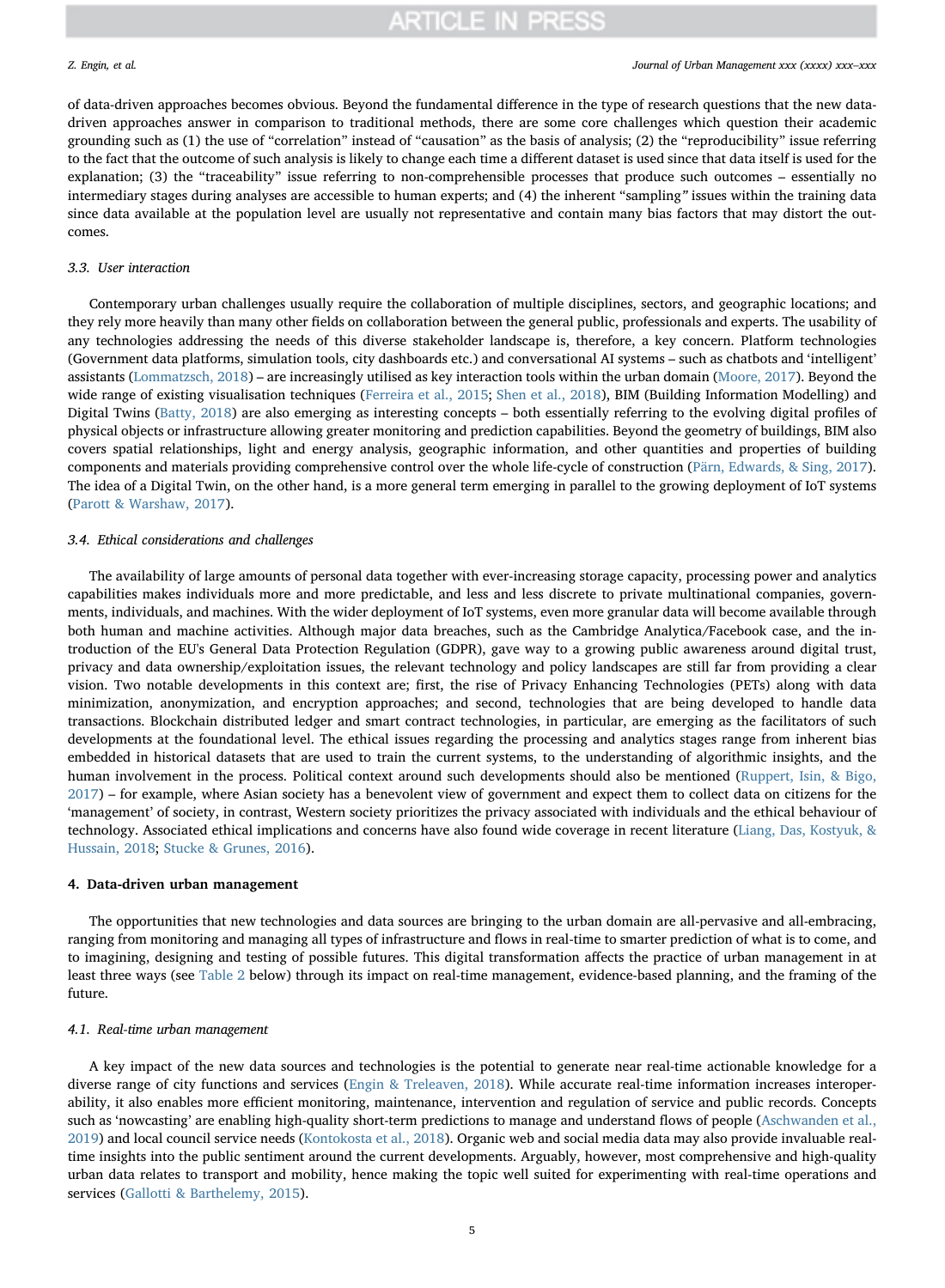of data-driven approaches becomes obvious. Beyond the fundamental difference in the type of research questions that the new data-driven approaches answer in comparison to traditional methods, there are some core challenges which question their academic grounding such as (1) the use of "correlation" instead of "causation" as the basis of analysis; (2) the "reproducibility" issue referring to the fact that the outcome of such analysis is likely to change each time a different dataset is used since that data itself is used for the explanation; (3) the "traceability" issue referring to non-comprehensible processes that produce such outcomes – essentially no intermediary stages during analyses are accessible to human experts; and (4) the inherent "sampling" issues within the training data since data available at the population level are usually not representative and contain many bias factors that may distort the outcomes.

### 3.3. User interaction

Contemporary urban challenges usually require the collaboration of multiple disciplines, sectors, and geographic locations; and they rely more heavily than many other fields on collaboration between the general public, professionals and experts. The usability of any technologies addressing the needs of this diverse stakeholder landscape is, therefore, a key concern. Platform technologies (Government data platforms, simulation tools, city dashboards etc.) and conversational AI systems – such as chatbots and 'intelligent' assistants (Lommatzsch, 2018) – are increasingly utilised as key interaction tools within the urban domain (Moore, 2017). Beyond the wide range of existing visualisation techniques (Ferreira et al., 2015; Shen et al., 2018), BIM (Building Information Modelling) and Digital Twins (Batty, 2018) are also emerging as interesting concepts – both essentially referring to the evolving digital profiles of physical objects or infrastructure allowing greater monitoring and prediction capabilities. Beyond the geometry of buildings, BIM also covers spatial relationships, light and energy analysis, geographic information, and other quantities and properties of building components and materials providing comprehensive control over the whole life-cycle of construction (Pärn, Edwards, & Sing, 2017). The idea of a Digital Twin, on the other hand, is a more general term emerging in parallel to the growing deployment of IoT systems (Parott & Warshaw, 2017).

### 3.4. Ethical considerations and challenges

The availability of large amounts of personal data together with ever-increasing storage capacity, processing power and analytics capabilities makes individuals more and more predictable, and less and less discrete to private multinational companies, governments, individuals, and machines. With the wider deployment of IoT systems, even more granular data will become available through both human and machine activities. Although major data breaches, such as the Cambridge Analytica/Facebook case, and the introduction of the EU's General Data Protection Regulation (GDPR), gave way to a growing public awareness around digital trust, privacy and data ownership/exploitation issues, the relevant technology and policy landscapes are still far from providing a clear vision. Two notable developments in this context are; first, the rise of Privacy Enhancing Technologies (PETs) along with data minimization, anonymization, and encryption approaches; and second, technologies that are being developed to handle data transactions. Blockchain distributed ledger and smart contract technologies, in particular, are emerging as the facilitators of such developments at the foundational level. The ethical issues regarding the processing and analytics stages range from inherent bias embedded in historical datasets that are used to train the current systems, to the understanding of algorithmic insights, and the human involvement in the process. Political context around such developments should also be mentioned (Ruppert, Isin, & Bigo, 2017) – for example, where Asian society has a benevolent view of government and expect them to collect data on citizens for the 'management' of society, in contrast, Western society prioritizes the privacy associated with individuals and the ethical behaviour of technology. Associated ethical implications and concerns have also found wide coverage in recent literature (Liang, Das, Kostyuk, & Hussain, 2018; Stucke & Grunes, 2016).

## 4. Data-driven urban management

The opportunities that new technologies and data sources are bringing to the urban domain are all-pervasive and all-embracing, ranging from monitoring and managing all types of infrastructure and flows in real-time to smarter prediction of what is to come, and to imagining, designing and testing of possible futures. This digital transformation affects the practice of urban management in at least three ways (see Table 2 below) through its impact on real-time management, evidence-based planning, and the framing of the future.

### 4.1. Real-time urban management

A key impact of the new data sources and technologies is the potential to generate near real-time actionable knowledge for a diverse range of city functions and services (Engin & Treleaven, 2018). While accurate real-time information increases interoperability, it also enables more efficient monitoring, maintenance, intervention and regulation of service and public records. Concepts such as 'nowcasting' are enabling high-quality short-term predictions to manage and understand flows of people (Aschwanden et al., 2019) and local council service needs (Kontokosta et al., 2018). Organic web and social media data may also provide invaluable real-time insights into the public sentiment around the current developments. Arguably, however, most comprehensive and high-quality urban data relates to transport and mobility, hence making the topic well suited for experimenting with real-time operations and services (Gallotti & Barthelemy, 2015).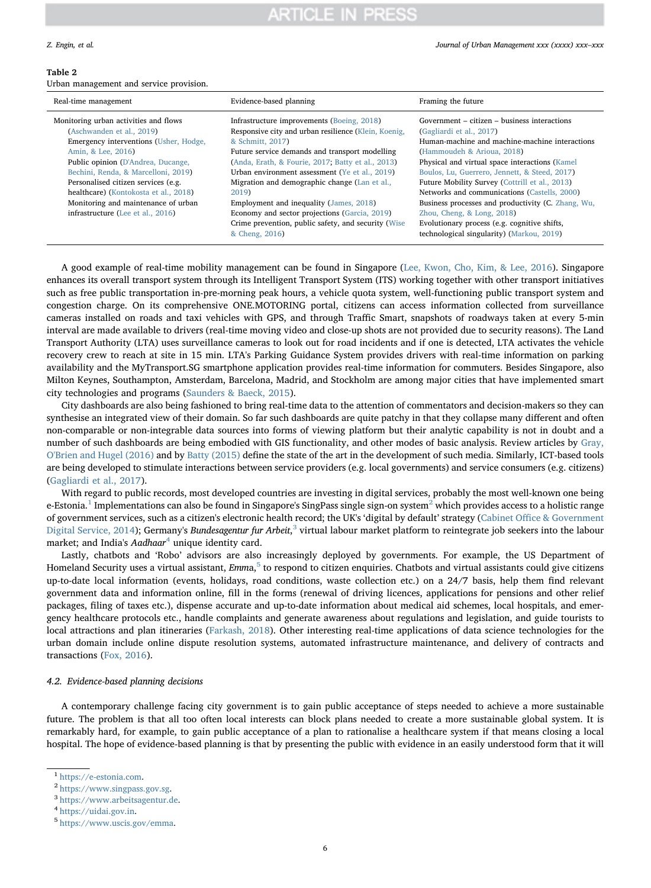**Table 2**
Urban management and service provision.

| Real-time management | Evidence-based planning | Framing the future |
|---|---|---|
| Monitoring urban activities and flows (Aschwanden et al., 2019)<br>Emergency interventions (Usher, Hodge, Amin, & Lee, 2016)<br>Public opinion (D'Andrea, Ducange, Bechini, Renda, & Marcelloni, 2019)<br>Personalised citizen services (e.g. healthcare) (Kontokosta et al., 2018)<br>Monitoring and maintenance of urban infrastructure (Lee et al., 2016) | Infrastructure improvements (Boeing, 2018)<br>Responsive city and urban resilience (Klein, Koenig, & Schmitt, 2017)<br>Future service demands and transport modelling (Anda, Erath, & Fourie, 2017; Batty et al., 2013)<br>Urban environment assessment (Ye et al., 2019)<br>Migration and demographic change (Lan et al., 2019)<br>Employment and inequality (James, 2018)<br>Economy and sector projections (Garcia, 2019)<br>Crime prevention, public safety, and security (Wise & Cheng, 2016) | Government – citizen – business interactions (Gagliardi et al., 2017)<br>Human-machine and machine-machine interactions (Hammoudeh & Arioua, 2018)<br>Physical and virtual space interactions (Kamel Boulos, Lu, Guerrero, Jennett, & Steed, 2017)<br>Future Mobility Survey (Cottrill et al., 2013)<br>Networks and communications (Castells, 2000)<br>Business processes and productivity (C. Zhang, Wu, Zhou, Cheng, & Long, 2018)<br>Evolutionary process (e.g. cognitive shifts, technological singularity) (Markou, 2019) |

A good example of real-time mobility management can be found in Singapore (Lee, Kwon, Cho, Kim, & Lee, 2016). Singapore enhances its overall transport system through its Intelligent Transport System (ITS) working together with other transport initiatives such as free public transportation in-pre-morning peak hours, a vehicle quota system, well-functioning public transport system and congestion charge. On its comprehensive ONE.MOTORING portal, citizens can access information collected from surveillance cameras installed on roads and taxi vehicles with GPS, and through Traffic Smart, snapshots of roadways taken at every 5-min interval are made available to drivers (real-time moving video and close-up shots are not provided due to security reasons). The Land Transport Authority (LTA) uses surveillance cameras to look out for road incidents and if one is detected, LTA activates the vehicle recovery crew to reach at site in 15 min. LTA's Parking Guidance System provides drivers with real-time information on parking availability and the MyTransport.SG smartphone application provides real-time information for commuters. Besides Singapore, also Milton Keynes, Southampton, Amsterdam, Barcelona, Madrid, and Stockholm are among major cities that have implemented smart city technologies and programs (Saunders & Baeck, 2015).

City dashboards are also being fashioned to bring real-time data to the attention of commentators and decision-makers so they can synthesise an integrated view of their domain. So far such dashboards are quite patchy in that they collapse many different and often non-comparable or non-integrable data sources into forms of viewing platform but their analytic capability is not in doubt and a number of such dashboards are being embodied with GIS functionality, and other modes of basic analysis. Review articles by Gray, O'Brien and Hugel (2016) and by Batty (2015) define the state of the art in the development of such media. Similarly, ICT-based tools are being developed to stimulate interactions between service providers (e.g. local governments) and service consumers (e.g. citizens) (Gagliardi et al., 2017).

With regard to public records, most developed countries are investing in digital services, probably the most well-known one being e-Estonia.[1] Implementations can also be found in Singapore's SingPass single sign-on system[2] which provides access to a holistic range of government services, such as a citizen's electronic health record; the UK's 'digital by default' strategy (Cabinet Office & Government Digital Service, 2014); Germany's *Bundesagentur fur Arbeit*,[3] virtual labour market platform to reintegrate job seekers into the labour market; and India's *Aadhaar*[4] unique identity card.

Lastly, chatbots and 'Robo' advisors are also increasingly deployed by governments. For example, the US Department of Homeland Security uses a virtual assistant, *Emma*,[5] to respond to citizen enquiries. Chatbots and virtual assistants could give citizens up-to-date local information (events, holidays, road conditions, waste collection etc.) on a 24/7 basis, help them find relevant government data and information online, fill in the forms (renewal of driving licences, applications for pensions and other relief packages, filing of taxes etc.), dispense accurate and up-to-date information about medical aid schemes, local hospitals, and emergency healthcare protocols etc., handle complaints and generate awareness about regulations and legislation, and guide tourists to local attractions and plan itineraries (Farkash, 2018). Other interesting real-time applications of data science technologies for the urban domain include online dispute resolution systems, automated infrastructure maintenance, and delivery of contracts and transactions (Fox, 2016).

### 4.2. Evidence-based planning decisions

A contemporary challenge facing city government is to gain public acceptance of steps needed to achieve a more sustainable future. The problem is that all too often local interests can block plans needed to create a more sustainable global system. It is remarkably hard, for example, to gain public acceptance of a plan to rationalise a healthcare system if that means closing a local hospital. The hope of evidence-based planning is that by presenting the public with evidence in an easily understood form that it will

[1] https://e-estonia.com.
[2] https://www.singpass.gov.sg.
[3] https://www.arbeitsagentur.de.
[4] https://uidai.gov.in.
[5] https://www.uscis.gov/emma.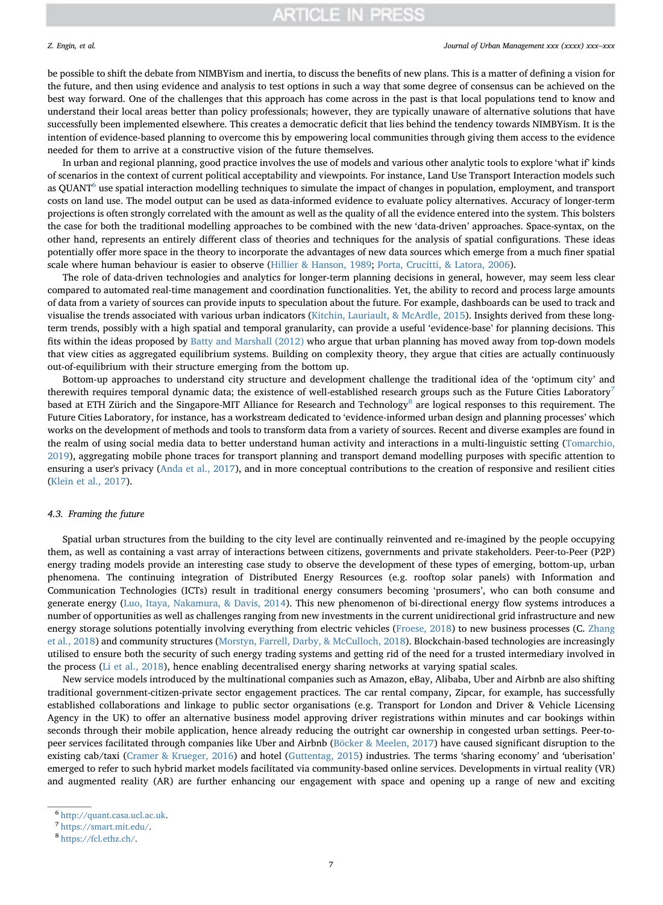be possible to shift the debate from NIMBYism and inertia, to discuss the benefits of new plans. This is a matter of defining a vision for the future, and then using evidence and analysis to test options in such a way that some degree of consensus can be achieved on the best way forward. One of the challenges that this approach has come across in the past is that local populations tend to know and understand their local areas better than policy professionals; however, they are typically unaware of alternative solutions that have successfully been implemented elsewhere. This creates a democratic deficit that lies behind the tendency towards NIMBYism. It is the intention of evidence-based planning to overcome this by empowering local communities through giving them access to the evidence needed for them to arrive at a constructive vision of the future themselves.

In urban and regional planning, good practice involves the use of models and various other analytic tools to explore 'what if' kinds of scenarios in the context of current political acceptability and viewpoints. For instance, Land Use Transport Interaction models such as QUANT[6] use spatial interaction modelling techniques to simulate the impact of changes in population, employment, and transport costs on land use. The model output can be used as data-informed evidence to evaluate policy alternatives. Accuracy of longer-term projections is often strongly correlated with the amount as well as the quality of all the evidence entered into the system. This bolsters the case for both the traditional modelling approaches to be combined with the new 'data-driven' approaches. Space-syntax, on the other hand, represents an entirely different class of theories and techniques for the analysis of spatial configurations. These ideas potentially offer more space in the theory to incorporate the advantages of new data sources which emerge from a much finer spatial scale where human behaviour is easier to observe (Hillier & Hanson, 1989; Porta, Crucitti, & Latora, 2006).

The role of data-driven technologies and analytics for longer-term planning decisions in general, however, may seem less clear compared to automated real-time management and coordination functionalities. Yet, the ability to record and process large amounts of data from a variety of sources can provide inputs to speculation about the future. For example, dashboards can be used to track and visualise the trends associated with various urban indicators (Kitchin, Lauriault, & McArdle, 2015). Insights derived from these long-term trends, possibly with a high spatial and temporal granularity, can provide a useful 'evidence-base' for planning decisions. This fits within the ideas proposed by Batty and Marshall (2012) who argue that urban planning has moved away from top-down models that view cities as aggregated equilibrium systems. Building on complexity theory, they argue that cities are actually continuously out-of-equilibrium with their structure emerging from the bottom up.

Bottom-up approaches to understand city structure and development challenge the traditional idea of the 'optimum city' and therewith requires temporal dynamic data; the existence of well-established research groups such as the Future Cities Laboratory[7] based at ETH Zürich and the Singapore-MIT Alliance for Research and Technology[8] are logical responses to this requirement. The Future Cities Laboratory, for instance, has a workstream dedicated to 'evidence-informed urban design and planning processes' which works on the development of methods and tools to transform data from a variety of sources. Recent and diverse examples are found in the realm of using social media data to better understand human activity and interactions in a multi-linguistic setting (Tomarchio, 2019), aggregating mobile phone traces for transport planning and transport demand modelling purposes with specific attention to ensuring a user's privacy (Anda et al., 2017), and in more conceptual contributions to the creation of responsive and resilient cities (Klein et al., 2017).

### 4.3. *Framing the future*

Spatial urban structures from the building to the city level are continually reinvented and re-imagined by the people occupying them, as well as containing a vast array of interactions between citizens, governments and private stakeholders. Peer-to-Peer (P2P) energy trading models provide an interesting case study to observe the development of these types of emerging, bottom-up, urban phenomena. The continuing integration of Distributed Energy Resources (e.g. rooftop solar panels) with Information and Communication Technologies (ICTs) result in traditional energy consumers becoming 'prosumers', who can both consume and generate energy (Luo, Itaya, Nakamura, & Davis, 2014). This new phenomenon of bi-directional energy flow systems introduces a number of opportunities as well as challenges ranging from new investments in the current unidirectional grid infrastructure and new energy storage solutions potentially involving everything from electric vehicles (Froese, 2018) to new business processes (C. Zhang et al., 2018) and community structures (Morstyn, Farrell, Darby, & McCulloch, 2018). Blockchain-based technologies are increasingly utilised to ensure both the security of such energy trading systems and getting rid of the need for a trusted intermediary involved in the process (Li et al., 2018), hence enabling decentralised energy sharing networks at varying spatial scales.

New service models introduced by the multinational companies such as Amazon, eBay, Alibaba, Uber and Airbnb are also shifting traditional government-citizen-private sector engagement practices. The car rental company, Zipcar, for example, has successfully established collaborations and linkage to public sector organisations (e.g. Transport for London and Driver & Vehicle Licensing Agency in the UK) to offer an alternative business model approving driver registrations within minutes and car bookings within seconds through their mobile application, hence already reducing the outright car ownership in congested urban settings. Peer-to-peer services facilitated through companies like Uber and Airbnb (Böcker & Meelen, 2017) have caused significant disruption to the existing cab/taxi (Cramer & Krueger, 2016) and hotel (Guttentag, 2015) industries. The terms 'sharing economy' and 'uberisation' emerged to refer to such hybrid market models facilitated via community-based online services. Developments in virtual reality (VR) and augmented reality (AR) are further enhancing our engagement with space and opening up a range of new and exciting

---

[6] http://quant.casa.ucl.ac.uk.

[7] https://smart.mit.edu/.

[8] https://fcl.ethz.ch/.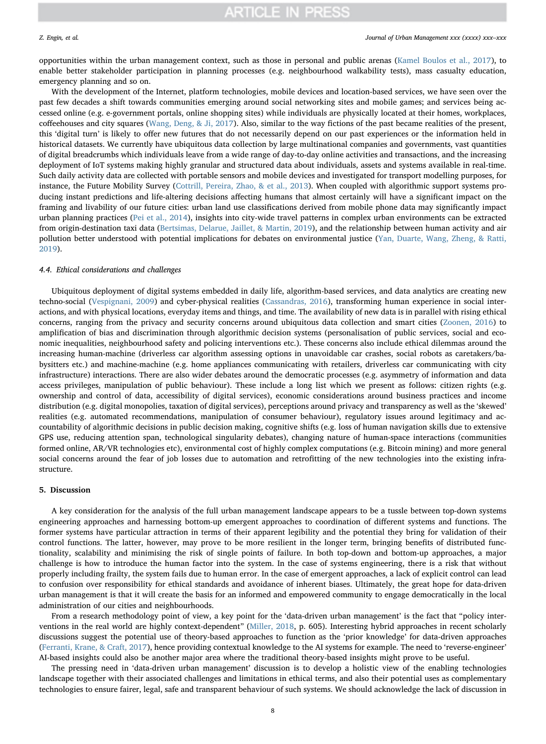opportunities within the urban management context, such as those in personal and public arenas (Kamel Boulos et al., 2017), to enable better stakeholder participation in planning processes (e.g. neighbourhood walkability tests), mass casualty education, emergency planning and so on.

With the development of the Internet, platform technologies, mobile devices and location-based services, we have seen over the past few decades a shift towards communities emerging around social networking sites and mobile games; and services being accessed online (e.g. e-government portals, online shopping sites) while individuals are physically located at their homes, workplaces, coffeehouses and city squares (Wang, Deng, & Ji, 2017). Also, similar to the way fictions of the past became realities of the present, this 'digital turn' is likely to offer new futures that do not necessarily depend on our past experiences or the information held in historical datasets. We currently have ubiquitous data collection by large multinational companies and governments, vast quantities of digital breadcrumbs which individuals leave from a wide range of day-to-day online activities and transactions, and the increasing deployment of IoT systems making highly granular and structured data about individuals, assets and systems available in real-time. Such daily activity data are collected with portable sensors and mobile devices and investigated for transport modelling purposes, for instance, the Future Mobility Survey (Cottrill, Pereira, Zhao, & et al., 2013). When coupled with algorithmic support systems producing instant predictions and life-altering decisions affecting humans that almost certainly will have a significant impact on the framing and livability of our future cities: urban land use classifications derived from mobile phone data may significantly impact urban planning practices (Pei et al., 2014), insights into city-wide travel patterns in complex urban environments can be extracted from origin-destination taxi data (Bertsimas, Delarue, Jaillet, & Martin, 2019), and the relationship between human activity and air pollution better understood with potential implications for debates on environmental justice (Yan, Duarte, Wang, Zheng, & Ratti, 2019).

### 4.4. Ethical considerations and challenges

Ubiquitous deployment of digital systems embedded in daily life, algorithm-based services, and data analytics are creating new techno-social (Vespignani, 2009) and cyber-physical realities (Cassandras, 2016), transforming human experience in social interactions, and with physical locations, everyday items and things, and time. The availability of new data is in parallel with rising ethical concerns, ranging from the privacy and security concerns around ubiquitous data collection and smart cities (Zoonen, 2016) to amplification of bias and discrimination through algorithmic decision systems (personalisation of public services, social and economic inequalities, neighbourhood safety and policing interventions etc.). These concerns also include ethical dilemmas around the increasing human-machine (driverless car algorithm assessing options in unavoidable car crashes, social robots as caretakers/babysitters etc.) and machine-machine (e.g. home appliances communicating with retailers, driverless car communicating with city infrastructure) interactions. There are also wider debates around the democratic processes (e.g. asymmetry of information and data access privileges, manipulation of public behaviour). These include a long list which we present as follows: citizen rights (e.g. ownership and control of data, accessibility of digital services), economic considerations around business practices and income distribution (e.g. digital monopolies, taxation of digital services), perceptions around privacy and transparency as well as the 'skewed' realities (e.g. automated recommendations, manipulation of consumer behaviour), regulatory issues around legitimacy and accountability of algorithmic decisions in public decision making, cognitive shifts (e.g. loss of human navigation skills due to extensive GPS use, reducing attention span, technological singularity debates), changing nature of human-space interactions (communities formed online, AR/VR technologies etc), environmental cost of highly complex computations (e.g. Bitcoin mining) and more general social concerns around the fear of job losses due to automation and retrofitting of the new technologies into the existing infrastructure.

## 5. Discussion

A key consideration for the analysis of the full urban management landscape appears to be a tussle between top-down systems engineering approaches and harnessing bottom-up emergent approaches to coordination of different systems and functions. The former systems have particular attraction in terms of their apparent legibility and the potential they bring for validation of their control functions. The latter, however, may prove to be more resilient in the longer term, bringing benefits of distributed functionality, scalability and minimising the risk of single points of failure. In both top-down and bottom-up approaches, a major challenge is how to introduce the human factor into the system. In the case of systems engineering, there is a risk that without properly including frailty, the system fails due to human error. In the case of emergent approaches, a lack of explicit control can lead to confusion over responsibility for ethical standards and avoidance of inherent biases. Ultimately, the great hope for data-driven urban management is that it will create the basis for an informed and empowered community to engage democratically in the local administration of our cities and neighbourhoods.

From a research methodology point of view, a key point for the 'data-driven urban management' is the fact that "policy interventions in the real world are highly context-dependent" (Miller, 2018, p. 605). Interesting hybrid approaches in recent scholarly discussions suggest the potential use of theory-based approaches to function as the 'prior knowledge' for data-driven approaches (Ferranti, Krane, & Craft, 2017), hence providing contextual knowledge to the AI systems for example. The need to 'reverse-engineer' AI-based insights could also be another major area where the traditional theory-based insights might prove to be useful.

The pressing need in 'data-driven urban management' discussion is to develop a holistic view of the enabling technologies landscape together with their associated challenges and limitations in ethical terms, and also their potential uses as complementary technologies to ensure fairer, legal, safe and transparent behaviour of such systems. We should acknowledge the lack of discussion in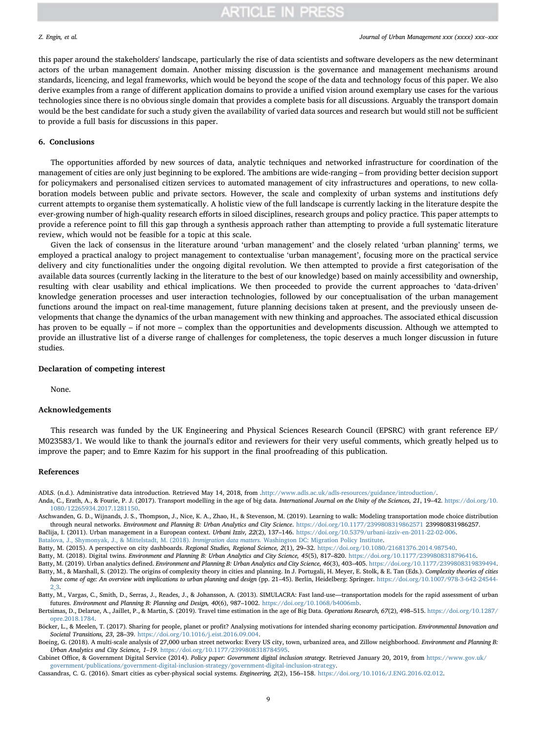this paper around the stakeholders' landscape, particularly the rise of data scientists and software developers as the new determinant actors of the urban management domain. Another missing discussion is the governance and management mechanisms around standards, licencing, and legal frameworks, which would be beyond the scope of the data and technology focus of this paper. We also derive examples from a range of different application domains to provide a unified vision around exemplary use cases for the various technologies since there is no obvious single domain that provides a complete basis for all discussions. Arguably the transport domain would be the best candidate for such a study given the availability of varied data sources and research but would still not be sufficient to provide a full basis for discussions in this paper.

## 6. Conclusions

The opportunities afforded by new sources of data, analytic techniques and networked infrastructure for coordination of the management of cities are only just beginning to be explored. The ambitions are wide-ranging – from providing better decision support for policymakers and personalised citizen services to automated management of city infrastructures and operations, to new collaboration models between public and private sectors. However, the scale and complexity of urban systems and institutions defy current attempts to organise them systematically. A holistic view of the full landscape is currently lacking in the literature despite the ever-growing number of high-quality research efforts in siloed disciplines, research groups and policy practice. This paper attempts to provide a reference point to fill this gap through a synthesis approach rather than attempting to provide a full systematic literature review, which would not be feasible for a topic at this scale.

Given the lack of consensus in the literature around 'urban management' and the closely related 'urban planning' terms, we employed a practical analogy to project management to contextualise 'urban management', focusing more on the practical service delivery and city functionalities under the ongoing digital revolution. We then attempted to provide a first categorisation of the available data sources (currently lacking in the literature to the best of our knowledge) based on mainly accessibility and ownership, resulting with clear usability and ethical implications. We then proceeded to provide the current approaches to 'data-driven' knowledge generation processes and user interaction technologies, followed by our conceptualisation of the urban management functions around the impact on real-time management, future planning decisions taken at present, and the previously unseen developments that change the dynamics of the urban management with new thinking and approaches. The associated ethical discussion has proven to be equally – if not more – complex than the opportunities and developments discussion. Although we attempted to provide an illustrative list of a diverse range of challenges for completeness, the topic deserves a much longer discussion in future studies.

## Declaration of competing interest

None.

## Acknowledgements

This research was funded by the UK Engineering and Physical Sciences Research Council (EPSRC) with grant reference EP/M023583/1. We would like to thank the journal's editor and reviewers for their very useful comments, which greatly helped us to improve the paper; and to Emre Kazim for his support in the final proofreading of this publication.

## References

ADLS. (n.d.). Administrative data introduction. Retrieved May 14, 2018, from .http://www.adls.ac.uk/adls-resources/guidance/introduction/.

Anda, C., Erath, A., & Fourie, P. J. (2017). Transport modelling in the age of big data. *International Journal on the Unity of the Sciences, 21*, 19–42. https://doi.org/10.1080/12265934.2017.1281150.

Aschwanden, G. D., Wijnands, J. S., Thompson, J., Nice, K. A., Zhao, H., & Stevenson, M. (2019). Learning to walk: Modeling transportation mode choice distribution through neural networks. *Environment and Planning B: Urban Analytics and City Science*. https://doi.org/10.1177/2399808319862571 239980831986257.

Bačlija, I. (2011). Urban management in a European context. *Urbani Izziv, 22*(2), 137–146. https://doi.org/10.5379/urbani-izziv-en-2011-22-02-006.

Batalova, J., Shymonyak, J., & Mittelstadt, M. (2018). *Immigration data matters.* Washington DC: Migration Policy Institute.

Batty, M. (2015). A perspective on city dashboards. *Regional Studies, Regional Science, 2*(1), 29–32. https://doi.org/10.1080/21681376.2014.987540.

Batty, M. (2018). Digital twins. *Environment and Planning B: Urban Analytics and City Science, 45*(5), 817–820. https://doi.org/10.1177/2399808318796416.

Batty, M. (2019). Urban analytics defined. *Environment and Planning B: Urban Analytics and City Science, 46*(3), 403–405. https://doi.org/10.1177/2399808319839494.

Batty, M., & Marshall, S. (2012). The origins of complexity theory in cities and planning. In J. Portugali, H. Meyer, E. Stolk, & E. Tan (Eds.). *Complexity theories of cities have come of age: An overview with implications to urban planning and design* (pp. 21–45). Berlin, Heidelberg: Springer. https://doi.org/10.1007/978-3-642-24544-2_3.

Batty, M., Vargas, C., Smith, D., Serras, J., Reades, J., & Johansson, A. (2013). SIMULACRA: Fast land-use—transportation models for the rapid assessment of urban futures. *Environment and Planning B: Planning and Design, 40*(6), 987–1002. https://doi.org/10.1068/b4006mb.

Bertsimas, D., Delarue, A., Jaillet, P., & Martin, S. (2019). Travel time estimation in the age of Big Data. *Operations Research, 67*(2), 498–515. https://doi.org/10.1287/opre.2018.1784.

Böcker, L., & Meelen, T. (2017). Sharing for people, planet or profit? Analysing motivations for intended sharing economy participation. *Environmental Innovation and Societal Transitions, 23*, 28–39. https://doi.org/10.1016/j.eist.2016.09.004.

Boeing, G. (2018). A multi-scale analysis of 27,000 urban street networks: Every US city, town, urbanized area, and Zillow neighborhood. *Environment and Planning B: Urban Analytics and City Science, 1–19*. https://doi.org/10.1177/2399808318784595.

Cabinet Office, & Government Digital Service (2014). *Policy paper: Government digital inclusion strategy.* Retrieved January 20, 2019, from https://www.gov.uk/government/publications/government-digital-inclusion-strategy/government-digital-inclusion-strategy.

Cassandras, C. G. (2016). Smart cities as cyber-physical social systems. *Engineering, 2*(2), 156–158. https://doi.org/10.1016/J.ENG.2016.02.012.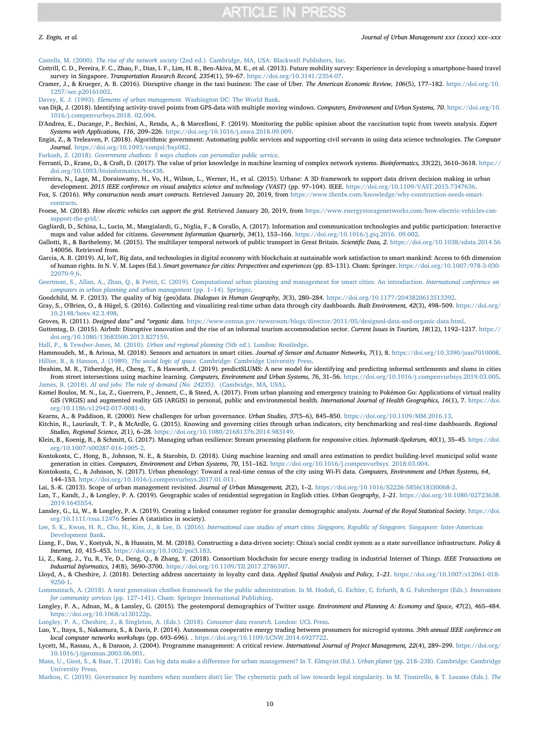Castells, M. (2000). *The rise of the network society* (2nd ed.). Cambridge, MA, USA: Blackwell Publishers, Inc.

Cottrill, C. D., Pereira, F. C., Zhao, F., Dias, I. F., Lim, H. B., Ben-Akiva, M. E., et al. (2013). Future mobility survey: Experience in developing a smartphone-based travel survey in Singapore. *Transportation Research Record, 2354*(1), 59–67. https://doi.org/10.3141/2354-07.

Cramer, J., & Krueger, A. B. (2016). Disruptive change in the taxi business: The case of Uber. *The American Economic Review, 106*(5), 177–182. https://doi.org/10.1257/aer.p20161002.

Davey, K. J. (1993). *Elements of urban management.* Washington DC: The World Bank.

van Dijk, J. (2018). Identifying activity-travel points from GPS-data with multiple moving windows. *Computers, Environment and Urban Systems, 70*. https://doi.org/10.1016/j.compenvurbsys.2018. 02.004.

D'Andrea, E., Ducange, P., Bechini, A., Renda, A., & Marcelloni, F. (2019). Monitoring the public opinion about the vaccination topic from tweets analysis. *Expert Systems with Applications, 116*, 209–226. https://doi.org/10.1016/j.eswa.2018.09.009.

Engin, Z., & Treleaven, P. (2018). Algorithmic government: Automating public services and supporting civil servants in using data science technologies. *The Computer Journal.* https://doi.org/10.1093/comjnl/bxy082.

Farkash, Z. (2018). *Government chatbots: 5 ways chatbots can personalize public service*.

Ferranti, D., Krane, D., & Craft, D. (2017). The value of prior knowledge in machine learning of complex network systems. *Bioinformatics, 33*(22), 3610–3618. https://doi.org/10.1093/bioinformatics/btx438.

Ferreira, N., Lage, M., Doraiswamy, H., Vo, H., Wilson, L., Werner, H., et al. (2015). Urbane: A 3D framework to support data driven decision making in urban development. *2015 IEEE conference on visual analytics science and technology (VAST)* (pp. 97–104). IEEE. https://doi.org/10.1109/VAST.2015.7347636.

Fox, S. (2016). *Why construction needs smart contracts.* Retrieved January 20, 2019, from https://www.thenbs.com/knowledge/why-construction-needs-smart-contracts.

Froese, M. (2018). *How electric vehicles can support the grid.* Retrieved January 20, 2019, from https://www.energystoragenetworks.com/how-electric-vehicles-can-support-the-grid/.

Gagliardi, D., Schina, L., Lucio, M., Mangialardi, G., Niglia, F., & Corallo, A. (2017). Information and communication technologies and public participation: Interactive maps and value added for citizens. *Government Information Quarterly, 34*(1), 153–166. https://doi.org/10.1016/j.giq.2016. 09.002.

Gallotti, R., & Barthelemy, M. (2015). The multilayer temporal network of public transport in Great Britain. *Scientific Data, 2*. https://doi.org/10.1038/sdata.2014.56 140056. Retrieved from.

Garcia, A. R. (2019). AI, IoT, Big data, and technologies in digital economy with blockchain at sustainable work satisfaction to smart mankind: Access to 6th dimension of human rights. In N. V. M. Lopes (Ed.). *Smart governance for cities: Perspectives and experiences* (pp. 83–131). Cham: Springer. https://doi.org/10.1007/978-3-030-22070-9_6.

Geertman, S., Allan, A., Zhan, Q., & Pettit, C. (2019). Computational urban planning and management for smart cities: An introduction. *International conference on computers in urban planning and urban management* (pp. 1–14). Springer.

Goodchild, M. F. (2013). The quality of big (geo)data. *Dialogues in Human Geography, 3*(3), 280–284. https://doi.org/10.1177/2043820613513392.

Gray, S., O'Brien, O., & Hügel, S. (2016). Collecting and visualizing real-time urban data through city dashboards. *Built Environment, 42*(3), 498–509. https://doi.org/10.2148/benv.42.3.498.

Groves, R. (2011). *Designed data" and "organic data.* https://www.census.gov/newsroom/blogs/director/2011/05/designed-data-and-organic-data.html.

Guttentag, D. (2015). Airbnb: Disruptive innovation and the rise of an informal tourism accommodation sector. *Current Issues in Tourism, 18*(12), 1192–1217. https://doi.org/10.1080/13683500.2013.827159.

Hall, P., & Tewdwr-Jones, M. (2010). *Urban and regional planning* (5th ed.). London: Routledge.

Hammoudeh, M., & Arioua, M. (2018). Sensors and actuators in smart cities. *Journal of Sensor and Actuator Networks, 7*(1), 8. https://doi.org/10.3390/jsan7010008.

Hillier, B., & Hanson, J. (1989). *The social logic of space.* Cambridge: Cambridge University Press.

Ibrahim, M. R., Titheridge, H., Cheng, T., & Haworth, J. (2019). predictSLUMS: A new model for identifying and predicting informal settlements and slums in cities from street intersections using machine learning. *Computers, Environment and Urban Systems, 76*, 31–56. https://doi.org/10.1016/j.compenvurbsys.2019.03.005.

James, B. (2018). *AI and jobs: The role of demand (No. 24235).* (Cambridge, MA, USA).

Kamel Boulos, M. N., Lu, Z., Guerrero, P., Jennett, C., & Steed, A. (2017). From urban planning and emergency training to Pokémon Go: Applications of virtual reality GIS (VRGIS) and augmented reality GIS (ARGIS) in personal, public and environmental health. *International Journal of Health Geographics, 16*(1), 7. https://doi.org/10.1186/s12942-017-0081-0.

Kearns, A., & Paddison, R. (2000). New challenges for urban governance. *Urban Studies, 37*(5–6), 845–850. https://doi.org/10.1109/MM.2016.13.

Kitchin, R., Lauriault, T. P., & McArdle, G. (2015). Knowing and governing cities through urban indicators, city benchmarking and real-time dashboards. *Regional Studies, Regional Science, 2*(1), 6–28. https://doi.org/10.1080/21681376.2014.983149.

Klein, B., Koenig, R., & Schmitt, G. (2017). Managing urban resilience: Stream processing platform for responsive cities. *Informatik-Spektrum, 40*(1), 35–45. https://doi.org/10.1007/s00287-016-1005-2.

Kontokosta, C., Hong, B., Johnson, N. E., & Starobin, D. (2018). Using machine learning and small area estimation to predict building-level municipal solid waste generation in cities. *Computers, Environment and Urban Systems, 70*, 151–162. https://doi.org/10.1016/j.compenvurbsys. 2018.03.004.

Kontokosta, C., & Johnson, N. (2017). Urban phenology: Toward a real-time census of the city using Wi-Fi data. *Computers, Environment and Urban Systems, 64*, 144–153. https://doi.org/10.1016/j.compenvurbsys.2017.01.011.

Lai, S.-K. (2013). Scope of urban management revisited. *Journal of Urban Management, 2*(2), 1–2. https://doi.org/10.1016/S2226-5856(18)30068-2.

Lan, T., Kandt, J., & Longley, P. A. (2019). Geographic scales of residential segregation in English cities. *Urban Geography, 1–21*. https://doi.org/10.1080/02723638.2019.1645554.

Lansley, G., Li, W., & Longley, P. A. (2019). Creating a linked consumer register for granular demographic analysis. *Journal of the Royal Statistical Society*. https://doi.org/10.1111/rssa.12476 Series A (statistics in society).

Lee, S. K., Kwon, H. R., Cho, H., Kim, J., & Lee, D. (2016). *International case studies of smart cities: Singapore, Republic of Singapore.* Singapore: Inter-American Development Bank.

Liang, F., Das, V., Kostyuk, N., & Hussain, M. M. (2018). Constructing a data-driven society: China's social credit system as a state surveillance infrastructure. *Policy & Internet, 10*, 415–453. https://doi.org/10.1002/poi3.183.

Li, Z., Kang, J., Yu, R., Ye, D., Deng, Q., & Zhang, Y. (2018). Consortium blockchain for secure energy trading in industrial Internet of Things. *IEEE Transactions on Industrial Informatics, 14*(8), 3690–3700. https://doi.org/10.1109/TII.2017.2786307.

Lloyd, A., & Cheshire, J. (2018). Detecting address uncertainty in loyalty card data. *Applied Spatial Analysis and Policy, 1–21*. https://doi.org/10.1007/s12061-018-9250-1.

Lommatzsch, A. (2018). A next generation chatbot-framework for the public administration. In M. Hodoň, G. Eichler, C. Erfurth, & G. Fahrnberger (Eds.). *Innovations for community services* (pp. 127–141). Cham: Springer International Publishing.

Longley, P. A., Adnan, M., & Lansley, G. (2015). The geotemporal demographics of Twitter usage. *Environment and Planning A: Economy and Space, 47*(2), 465–484. https://doi.org/10.1068/a130122p.

Longley, P. A., Cheshire, J., & Singleton, A. (Eds.). (2018). *Consumer data research.* London: UCL Press.

Luo, Y., Itaya, S., Nakamura, S., & Davis, P. (2014). Autonomous cooperative energy trading between prosumers for microgrid systems. *39th annual IEEE conference on local computer networks workshops* (pp. 693–696). . https://doi.org/10.1109/LCNW.2014.6927722.

Lycett, M., Rassau, A., & Danson, J. (2004). Programme management: A critical review. *International Journal of Project Management, 22*(4), 289–299. https://doi.org/10.1016/j.ijproman.2003.06.001.

Mans, U., Giest, S., & Baar, T. (2018). Can big data make a difference for urban management? In T. Elmqvist (Ed.). *Urban planet* (pp. 218–238). Cambridge: Cambridge University Press.

Markou, C. (2019). Governance by numbers when numbers don't lie: The cybernetic path of law towards legal singularity. In M. Tinnirello, & T. Lozano (Eds.). *The*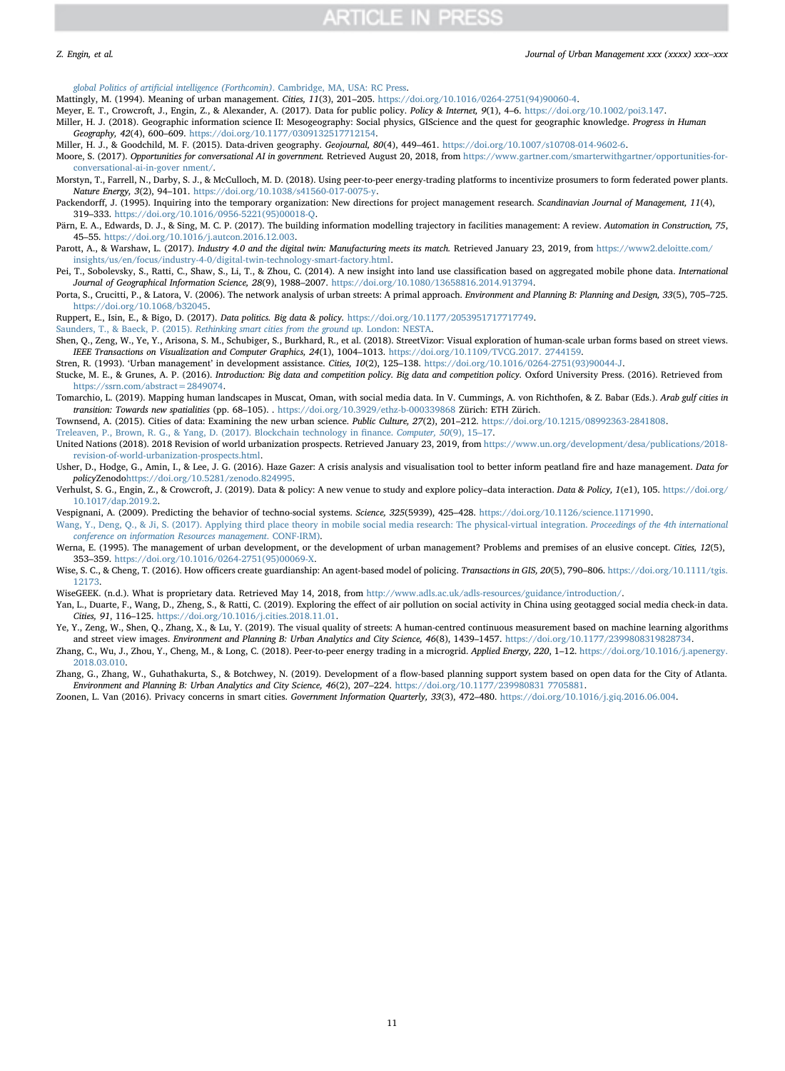*global Politics of artificial intelligence (Forthcomin)*. Cambridge, MA, USA: RC Press.

Mattingly, M. (1994). Meaning of urban management. *Cities, 11*(3), 201–205. https://doi.org/10.1016/0264-2751(94)90060-4.

Meyer, E. T., Crowcroft, J., Engin, Z., & Alexander, A. (2017). Data for public policy. *Policy & Internet, 9*(1), 4–6. https://doi.org/10.1002/poi3.147.

Miller, H. J. (2018). Geographic information science II: Mesogeography: Social physics, GIScience and the quest for geographic knowledge. *Progress in Human Geography, 42*(4), 600–609. https://doi.org/10.1177/0309132517712154.

Miller, H. J., & Goodchild, M. F. (2015). Data-driven geography. *Geojournal, 80*(4), 449–461. https://doi.org/10.1007/s10708-014-9602-6.

Moore, S. (2017). *Opportunities for conversational AI in government.* Retrieved August 20, 2018, from https://www.gartner.com/smarterwithgartner/opportunities-for-conversational-ai-in-gover nment/.

Morstyn, T., Farrell, N., Darby, S. J., & McCulloch, M. D. (2018). Using peer-to-peer energy-trading platforms to incentivize prosumers to form federated power plants. *Nature Energy, 3*(2), 94–101. https://doi.org/10.1038/s41560-017-0075-y.

Packendorff, J. (1995). Inquiring into the temporary organization: New directions for project management research. *Scandinavian Journal of Management, 11*(4), 319–333. https://doi.org/10.1016/0956-5221(95)00018-Q.

Pärn, E. A., Edwards, D. J., & Sing, M. C. P. (2017). The building information modelling trajectory in facilities management: A review. *Automation in Construction, 75*, 45–55. https://doi.org/10.1016/j.autcon.2016.12.003.

Parott, A., & Warshaw, L. (2017). *Industry 4.0 and the digital twin: Manufacturing meets its match.* Retrieved January 23, 2019, from https://www2.deloitte.com/insights/us/en/focus/industry-4-0/digital-twin-technology-smart-factory.html.

Pei, T., Sobolevsky, S., Ratti, C., Shaw, S., Li, T., & Zhou, C. (2014). A new insight into land use classification based on aggregated mobile phone data. *International Journal of Geographical Information Science, 28*(9), 1988–2007. https://doi.org/10.1080/13658816.2014.913794.

Porta, S., Crucitti, P., & Latora, V. (2006). The network analysis of urban streets: A primal approach. *Environment and Planning B: Planning and Design, 33*(5), 705–725. https://doi.org/10.1068/b32045.

Ruppert, E., Isin, E., & Bigo, D. (2017). *Data politics. Big data & policy.* https://doi.org/10.1177/2053951717717749.

Saunders, T., & Baeck, P. (2015). *Rethinking smart cities from the ground up.* London: NESTA.

Shen, Q., Zeng, W., Ye, Y., Arisona, S. M., Schubiger, S., Burkhard, R., et al. (2018). StreetVizor: Visual exploration of human-scale urban forms based on street views. *IEEE Transactions on Visualization and Computer Graphics, 24*(1), 1004–1013. https://doi.org/10.1109/TVCG.2017. 2744159.

Stren, R. (1993). 'Urban management' in development assistance. *Cities, 10*(2), 125–138. https://doi.org/10.1016/0264-2751(93)90044-J.

Stucke, M. E., & Grunes, A. P. (2016). *Introduction: Big data and competition policy. Big data and competition policy.* Oxford University Press. (2016). Retrieved from https://ssrn.com/abstract=2849074.

Tomarchio, L. (2019). Mapping human landscapes in Muscat, Oman, with social media data. In V. Cummings, A. von Richthofen, & Z. Babar (Eds.). *Arab gulf cities in transition: Towards new spatialities* (pp. 68–105). . https://doi.org/10.3929/ethz-b-000339868 Zürich: ETH Zürich.

Townsend, A. (2015). Cities of data: Examining the new urban science. *Public Culture, 27*(2), 201–212. https://doi.org/10.1215/08992363-2841808.

Treleaven, P., Brown, R. G., & Yang, D. (2017). Blockchain technology in finance. *Computer, 50*(9), 15–17.

United Nations (2018). 2018 Revision of world urbanization prospects. Retrieved January 23, 2019, from https://www.un.org/development/desa/publications/2018-revision-of-world-urbanization-prospects.html.

Usher, D., Hodge, G., Amin, I., & Lee, J. G. (2016). Haze Gazer: A crisis analysis and visualisation tool to better inform peatland fire and haze management. *Data for policy*Zenodohttps://doi.org/10.5281/zenodo.824995.

Verhulst, S. G., Engin, Z., & Crowcroft, J. (2019). Data & policy: A new venue to study and explore policy–data interaction. *Data & Policy, 1*(e1), 105. https://doi.org/10.1017/dap.2019.2.

Vespignani, A. (2009). Predicting the behavior of techno-social systems. *Science, 325*(5939), 425–428. https://doi.org/10.1126/science.1171990.

Wang, Y., Deng, Q., & Ji, S. (2017). Applying third place theory in mobile social media research: The physical-virtual integration. *Proceedings of the 4th international conference on information Resources management.* CONF-IRM).

Werna, E. (1995). The management of urban development, or the development of urban management? Problems and premises of an elusive concept. *Cities, 12*(5), 353–359. https://doi.org/10.1016/0264-2751(95)00069-X.

Wise, S. C., & Cheng, T. (2016). How officers create guardianship: An agent-based model of policing. *Transactions in GIS, 20*(5), 790–806. https://doi.org/10.1111/tgis.12173.

WiseGEEK. (n.d.). What is proprietary data. Retrieved May 14, 2018, from http://www.adls.ac.uk/adls-resources/guidance/introduction/.

Yan, L., Duarte, F., Wang, D., Zheng, S., & Ratti, C. (2019). Exploring the effect of air pollution on social activity in China using geotagged social media check-in data. *Cities, 91*, 116–125. https://doi.org/10.1016/j.cities.2018.11.01.

Ye, Y., Zeng, W., Shen, Q., Zhang, X., & Lu, Y. (2019). The visual quality of streets: A human-centred continuous measurement based on machine learning algorithms and street view images. *Environment and Planning B: Urban Analytics and City Science, 46*(8), 1439–1457. https://doi.org/10.1177/2399808319828734.

Zhang, C., Wu, J., Zhou, Y., Cheng, M., & Long, C. (2018). Peer-to-peer energy trading in a microgrid. *Applied Energy, 220*, 1–12. https://doi.org/10.1016/j.apenergy.2018.03.010.

Zhang, G., Zhang, W., Guhathakurta, S., & Botchwey, N. (2019). Development of a flow-based planning support system based on open data for the City of Atlanta. *Environment and Planning B: Urban Analytics and City Science, 46*(2), 207–224. https://doi.org/10.1177/239980831 7705881.

Zoonen, L. Van (2016). Privacy concerns in smart cities. *Government Information Quarterly, 33*(3), 472–480. https://doi.org/10.1016/j.giq.2016.06.004.